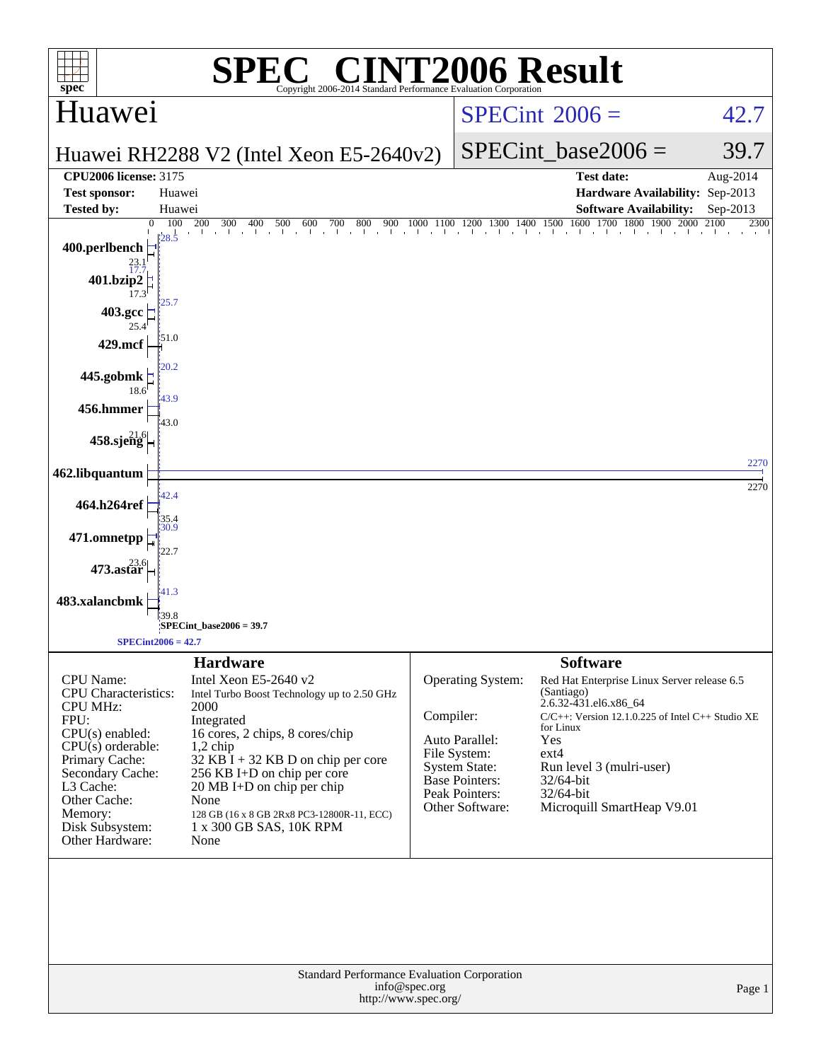# SPEC® CINT2006 Result

Copyright 2006-2014 Standard Performance Evaluation Corporation

## Huawei

Huawei RH2288 V2 (Intel Xeon E5-2640v2)

SPECint_2006 = 42.7

SPECint_base2006 = 39.7

| | | | |
|---|---|---|---|
| **CPU2006 license:** 3175 | | **Test date:** | Aug-2014 |
| **Test sponsor:** | Huawei | **Hardware Availability:** | Sep-2013 |
| **Tested by:** | Huawei | **Software Availability:** | Sep-2013 |

| Benchmark | Peak | Base |
|---|---|---|
| 400.perlbench | 28.5 | 23.1 |
| 401.bzip2 | 17.7 | 17.3 |
| 403.gcc | 25.7 | 25.4 |
| 429.mcf | 51.0 | |
| 445.gobmk | 20.2 | 18.6 |
| 456.hmmer | 43.9 | 43.0 |
| 458.sjeng | 21.6 | |
| 462.libquantum | 2270 | 2270 |
| 464.h264ref | 42.4 | 35.4 |
| 471.omnetpp | 30.9 | 22.7 |
| 473.astar | 23.6 | |
| 483.xalancbmk | 41.3 | 39.8 |

SPECint_base2006 = 39.7

SPECint2006 = 42.7

## Hardware

| | |
|---|---|
| CPU Name: | Intel Xeon E5-2640 v2 |
| CPU Characteristics: | Intel Turbo Boost Technology up to 2.50 GHz |
| CPU MHz: | 2000 |
| FPU: | Integrated |
| CPU(s) enabled: | 16 cores, 2 chips, 8 cores/chip |
| CPU(s) orderable: | 1,2 chip |
| Primary Cache: | 32 KB I + 32 KB D on chip per core |
| Secondary Cache: | 256 KB I+D on chip per core |
| L3 Cache: | 20 MB I+D on chip per chip |
| Other Cache: | None |
| Memory: | 128 GB (16 x 8 GB 2Rx8 PC3-12800R-11, ECC) |
| Disk Subsystem: | 1 x 300 GB SAS, 10K RPM |
| Other Hardware: | None |

## Software

| | |
|---|---|
| Operating System: | Red Hat Enterprise Linux Server release 6.5 (Santiago) 2.6.32-431.el6.x86_64 |
| Compiler: | C/C++: Version 12.1.0.225 of Intel C++ Studio XE for Linux |
| Auto Parallel: | Yes |
| File System: | ext4 |
| System State: | Run level 3 (mulri-user) |
| Base Pointers: | 32/64-bit |
| Peak Pointers: | 32/64-bit |
| Other Software: | Microquill SmartHeap V9.01 |

Standard Performance Evaluation Corporation
info@spec.org
http://www.spec.org/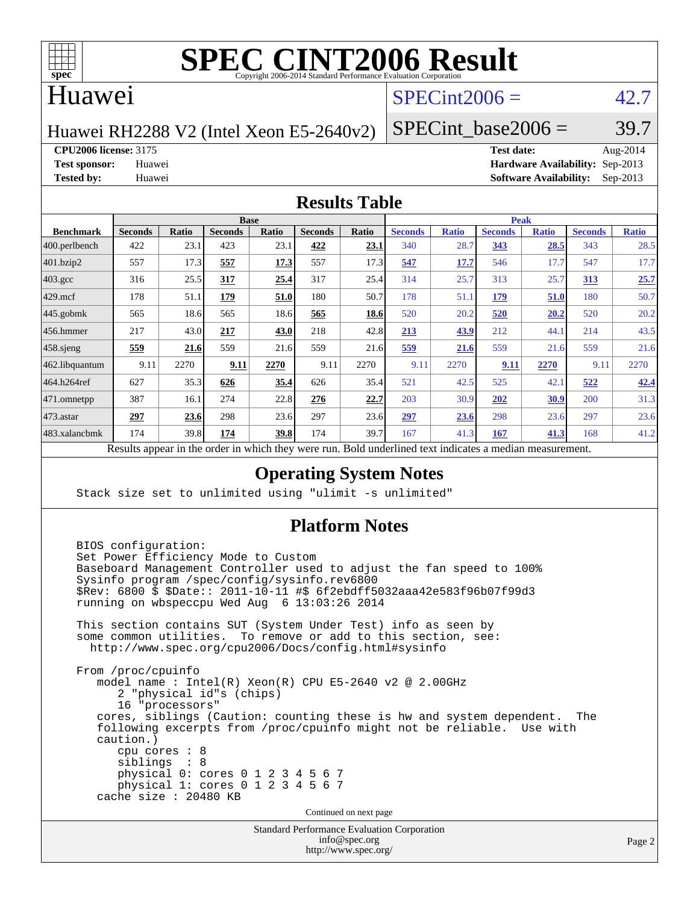# SPEC CINT2006 Result

Copyright 2006-2014 Standard Performance Evaluation Corporation

## Huawei

Huawei RH2288 V2 (Intel Xeon E5-2640v2)

SPECint2006 = 42.7

SPECint_base2006 = 39.7

**CPU2006 license:** 3175
**Test sponsor:** Huawei
**Tested by:** Huawei

**Test date:** Aug-2014
**Hardware Availability:** Sep-2013
**Software Availability:** Sep-2013

## Results Table

| Benchmark | Base | | | | | | Peak | | | | | |
|---|---|---|---|---|---|---|---|---|---|---|---|---|
| | Seconds | Ratio | Seconds | Ratio | Seconds | Ratio | Seconds | Ratio | Seconds | Ratio | Seconds | Ratio |
| 400.perlbench | 422 | 23.1 | 423 | 23.1 | **422** | **23.1** | 340 | 28.7 | **343** | **28.5** | 343 | 28.5 |
| 401.bzip2 | 557 | 17.3 | **557** | **17.3** | 557 | 17.3 | **547** | **17.7** | 546 | 17.7 | 547 | 17.7 |
| 403.gcc | 316 | 25.5 | **317** | **25.4** | 317 | 25.4 | 314 | 25.7 | 313 | 25.7 | **313** | **25.7** |
| 429.mcf | 178 | 51.1 | **179** | **51.0** | 180 | 50.7 | 178 | 51.1 | **179** | **51.0** | 180 | 50.7 |
| 445.gobmk | 565 | 18.6 | 565 | 18.6 | **565** | **18.6** | 520 | 20.2 | **520** | **20.2** | 520 | 20.2 |
| 456.hmmer | 217 | 43.0 | **217** | **43.0** | 218 | 42.8 | **213** | **43.9** | 212 | 44.1 | 214 | 43.5 |
| 458.sjeng | **559** | **21.6** | 559 | 21.6 | 559 | 21.6 | **559** | **21.6** | 559 | 21.6 | 559 | 21.6 |
| 462.libquantum | 9.11 | 2270 | **9.11** | **2270** | 9.11 | 2270 | 9.11 | 2270 | **9.11** | **2270** | 9.11 | 2270 |
| 464.h264ref | 627 | 35.3 | **626** | **35.4** | 626 | 35.4 | 521 | 42.5 | 525 | 42.1 | **522** | **42.4** |
| 471.omnetpp | 387 | 16.1 | 274 | 22.8 | **276** | **22.7** | 203 | 30.9 | **202** | **30.9** | 200 | 31.3 |
| 473.astar | **297** | **23.6** | 298 | 23.6 | 297 | 23.6 | **297** | **23.6** | 298 | 23.6 | 297 | 23.6 |
| 483.xalancbmk | 174 | 39.8 | **174** | **39.8** | 174 | 39.7 | 167 | 41.3 | **167** | **41.3** | 168 | 41.2 |

Results appear in the order in which they were run. Bold underlined text indicates a median measurement.

## Operating System Notes

```
Stack size set to unlimited using "ulimit -s unlimited"
```

## Platform Notes

```
BIOS configuration:
Set Power Efficiency Mode to Custom
Baseboard Management Controller used to adjust the fan speed to 100%
Sysinfo program /spec/config/sysinfo.rev6800
$Rev: 6800 $ $Date:: 2011-10-11 #$ 6f2ebdff5032aaa42e583f96b07f99d3
running on wbspeccpu Wed Aug  6 13:03:26 2014

This section contains SUT (System Under Test) info as seen by
some common utilities.  To remove or add to this section, see:
  http://www.spec.org/cpu2006/Docs/config.html#sysinfo

From /proc/cpuinfo
   model name : Intel(R) Xeon(R) CPU E5-2640 v2 @ 2.00GHz
      2 "physical id"s (chips)
      16 "processors"
   cores, siblings (Caution: counting these is hw and system dependent.  The
   following excerpts from /proc/cpuinfo might not be reliable.  Use with
   caution.)
      cpu cores : 8
      siblings  : 8
      physical 0: cores 0 1 2 3 4 5 6 7
      physical 1: cores 0 1 2 3 4 5 6 7
   cache size : 20480 KB
```

Continued on next page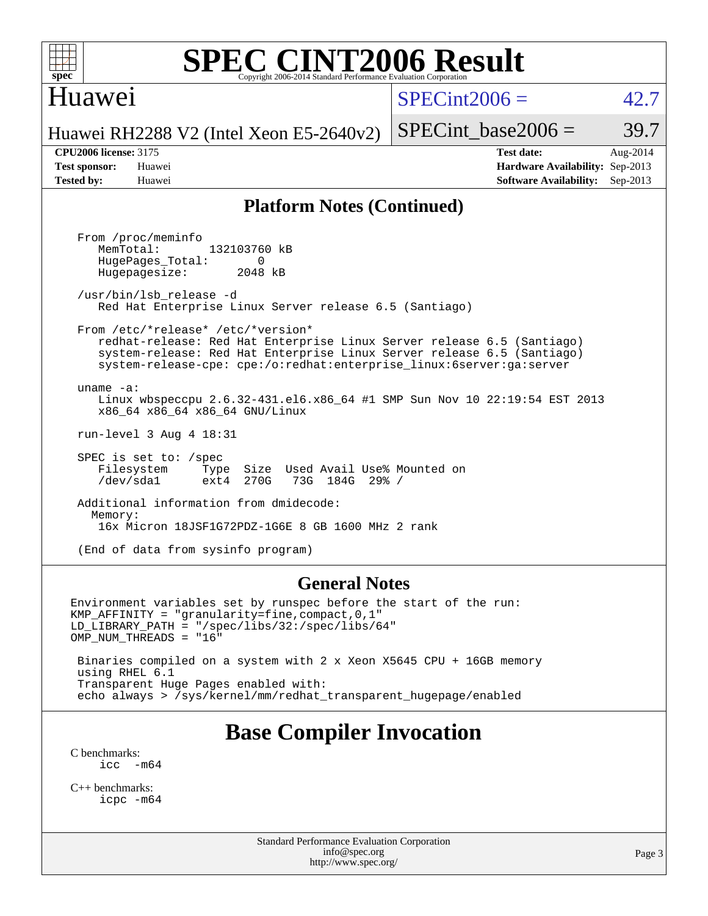# SPEC CINT2006 Result

## Huawei

Huawei RH2288 V2 (Intel Xeon E5-2640v2)

SPECint2006 = 42.7

SPECint_base2006 = 39.7

**CPU2006 license:** 3175
**Test sponsor:** Huawei
**Tested by:** Huawei

**Test date:** Aug-2014
**Hardware Availability:** Sep-2013
**Software Availability:** Sep-2013

### Platform Notes (Continued)

```
From /proc/meminfo
   MemTotal:       132103760 kB
   HugePages_Total:       0
   Hugepagesize:       2048 kB

/usr/bin/lsb_release -d
   Red Hat Enterprise Linux Server release 6.5 (Santiago)

From /etc/*release* /etc/*version*
   redhat-release: Red Hat Enterprise Linux Server release 6.5 (Santiago)
   system-release: Red Hat Enterprise Linux Server release 6.5 (Santiago)
   system-release-cpe: cpe:/o:redhat:enterprise_linux:6server:ga:server

uname -a:
   Linux wbspeccpu 2.6.32-431.el6.x86_64 #1 SMP Sun Nov 10 22:19:54 EST 2013
   x86_64 x86_64 x86_64 GNU/Linux

run-level 3 Aug 4 18:31

SPEC is set to: /spec
   Filesystem     Type  Size  Used Avail Use% Mounted on
   /dev/sda1      ext4  270G   73G  184G  29% /

Additional information from dmidecode:
  Memory:
   16x Micron 18JSF1G72PDZ-1G6E 8 GB 1600 MHz 2 rank

(End of data from sysinfo program)
```

### General Notes

```
Environment variables set by runspec before the start of the run:
KMP_AFFINITY = "granularity=fine,compact,0,1"
LD_LIBRARY_PATH = "/spec/libs/32:/spec/libs/64"
OMP_NUM_THREADS = "16"

 Binaries compiled on a system with 2 x Xeon X5645 CPU + 16GB memory
 using RHEL 6.1
 Transparent Huge Pages enabled with:
 echo always > /sys/kernel/mm/redhat_transparent_hugepage/enabled
```

## Base Compiler Invocation

C benchmarks:
```
icc   -m64
```

C++ benchmarks:
```
icpc -m64
```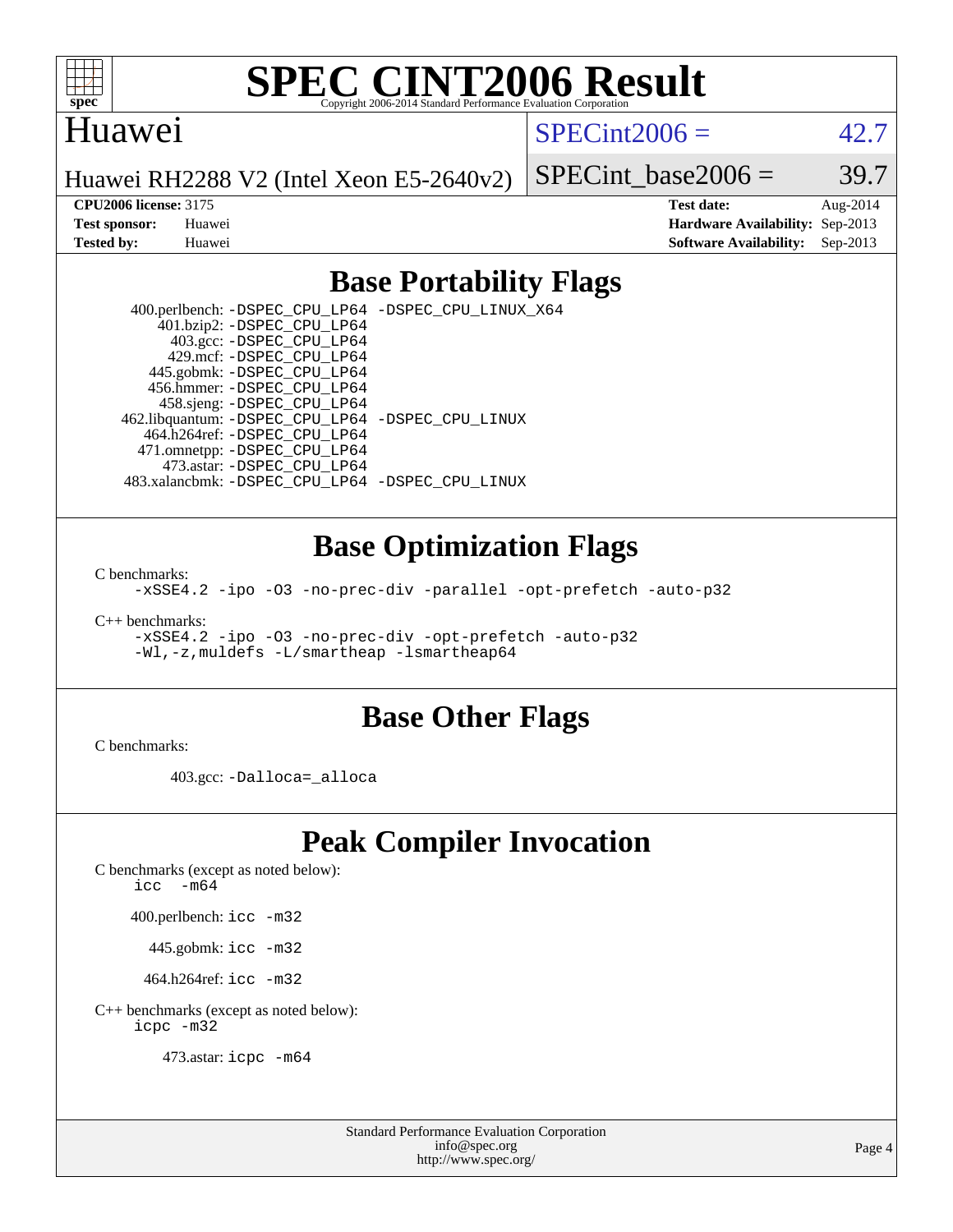# SPEC CINT2006 Result

Copyright 2006-2014 Standard Performance Evaluation Corporation

## Huawei

Huawei RH2288 V2 (Intel Xeon E5-2640v2)

SPECint2006 = 42.7

SPECint_base2006 = 39.7

| | | | |
|---|---|---|---|
| **CPU2006 license:** 3175 | | **Test date:** | Aug-2014 |
| **Test sponsor:** | Huawei | **Hardware Availability:** | Sep-2013 |
| **Tested by:** | Huawei | **Software Availability:** | Sep-2013 |

## Base Portability Flags

400.perlbench: `-DSPEC_CPU_LP64 -DSPEC_CPU_LINUX_X64`
401.bzip2: `-DSPEC_CPU_LP64`
403.gcc: `-DSPEC_CPU_LP64`
429.mcf: `-DSPEC_CPU_LP64`
445.gobmk: `-DSPEC_CPU_LP64`
456.hmmer: `-DSPEC_CPU_LP64`
458.sjeng: `-DSPEC_CPU_LP64`
462.libquantum: `-DSPEC_CPU_LP64 -DSPEC_CPU_LINUX`
464.h264ref: `-DSPEC_CPU_LP64`
471.omnetpp: `-DSPEC_CPU_LP64`
473.astar: `-DSPEC_CPU_LP64`
483.xalancbmk: `-DSPEC_CPU_LP64 -DSPEC_CPU_LINUX`

## Base Optimization Flags

C benchmarks:
`-xSSE4.2 -ipo -O3 -no-prec-div -parallel -opt-prefetch -auto-p32`

C++ benchmarks:
`-xSSE4.2 -ipo -O3 -no-prec-div -opt-prefetch -auto-p32`
`-Wl,-z,muldefs -L/smartheap -lsmartheap64`

## Base Other Flags

C benchmarks:

403.gcc: `-Dalloca=_alloca`

## Peak Compiler Invocation

C benchmarks (except as noted below):
`icc -m64`

400.perlbench: `icc -m32`

445.gobmk: `icc -m32`

464.h264ref: `icc -m32`

C++ benchmarks (except as noted below):
`icpc -m32`

473.astar: `icpc -m64`

Standard Performance Evaluation Corporation
info@spec.org
http://www.spec.org/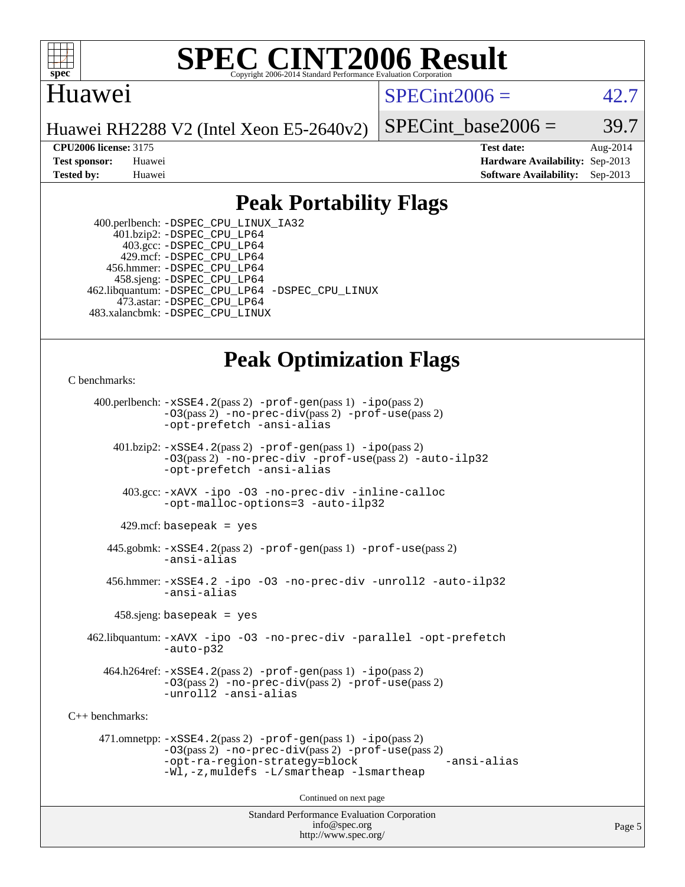# Huawei

Huawei RH2288 V2 (Intel Xeon E5-2640v2)

SPECint2006 = 42.7

SPECint_base2006 = 39.7

**CPU2006 license:** 3175
**Test sponsor:** Huawei
**Tested by:** Huawei

**Test date:** Aug-2014
**Hardware Availability:** Sep-2013
**Software Availability:** Sep-2013

## Peak Portability Flags

400.perlbench: -DSPEC_CPU_LINUX_IA32
401.bzip2: -DSPEC_CPU_LP64
403.gcc: -DSPEC_CPU_LP64
429.mcf: -DSPEC_CPU_LP64
456.hmmer: -DSPEC_CPU_LP64
458.sjeng: -DSPEC_CPU_LP64
462.libquantum: -DSPEC_CPU_LP64 -DSPEC_CPU_LINUX
473.astar: -DSPEC_CPU_LP64
483.xalancbmk: -DSPEC_CPU_LINUX

## Peak Optimization Flags

C benchmarks:

400.perlbench: -xSSE4.2(pass 2) -prof-gen(pass 1) -ipo(pass 2) -O3(pass 2) -no-prec-div(pass 2) -prof-use(pass 2) -opt-prefetch -ansi-alias

401.bzip2: -xSSE4.2(pass 2) -prof-gen(pass 1) -ipo(pass 2) -O3(pass 2) -no-prec-div -prof-use(pass 2) -auto-ilp32 -opt-prefetch -ansi-alias

403.gcc: -xAVX -ipo -O3 -no-prec-div -inline-calloc -opt-malloc-options=3 -auto-ilp32

429.mcf: basepeak = yes

445.gobmk: -xSSE4.2(pass 2) -prof-gen(pass 1) -prof-use(pass 2) -ansi-alias

456.hmmer: -xSSE4.2 -ipo -O3 -no-prec-div -unroll2 -auto-ilp32 -ansi-alias

458.sjeng: basepeak = yes

462.libquantum: -xAVX -ipo -O3 -no-prec-div -parallel -opt-prefetch -auto-p32

464.h264ref: -xSSE4.2(pass 2) -prof-gen(pass 1) -ipo(pass 2) -O3(pass 2) -no-prec-div(pass 2) -prof-use(pass 2) -unroll2 -ansi-alias

C++ benchmarks:

471.omnetpp: -xSSE4.2(pass 2) -prof-gen(pass 1) -ipo(pass 2) -O3(pass 2) -no-prec-div(pass 2) -prof-use(pass 2) -opt-ra-region-strategy=block -ansi-alias -Wl,-z,muldefs -L/smartheap -lsmartheap

Continued on next page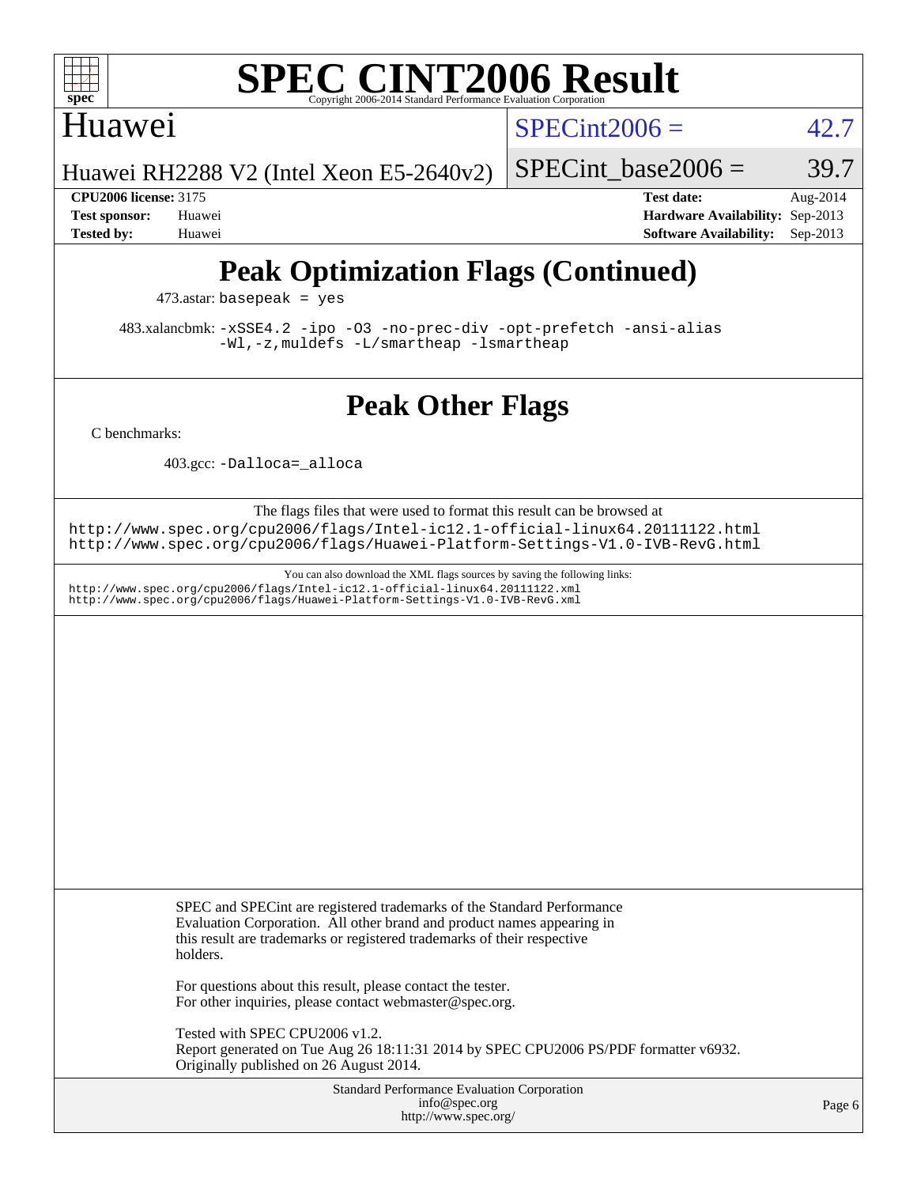# SPEC CINT2006 Result

Copyright 2006-2014 Standard Performance Evaluation Corporation

Huawei

Huawei RH2288 V2 (Intel Xeon E5-2640v2)

SPECint2006 = 42.7

SPECint_base2006 = 39.7

**CPU2006 license:** 3175
**Test sponsor:** Huawei
**Tested by:** Huawei

**Test date:** Aug-2014
**Hardware Availability:** Sep-2013
**Software Availability:** Sep-2013

## Peak Optimization Flags (Continued)

473.astar: basepeak = yes

483.xalancbmk: -xSSE4.2 -ipo -O3 -no-prec-div -opt-prefetch -ansi-alias -Wl,-z,muldefs -L/smartheap -lsmartheap

## Peak Other Flags

C benchmarks:

403.gcc: -Dalloca=_alloca

The flags files that were used to format this result can be browsed at
http://www.spec.org/cpu2006/flags/Intel-ic12.1-official-linux64.20111122.html
http://www.spec.org/cpu2006/flags/Huawei-Platform-Settings-V1.0-IVB-RevG.html

You can also download the XML flags sources by saving the following links:
http://www.spec.org/cpu2006/flags/Intel-ic12.1-official-linux64.20111122.xml
http://www.spec.org/cpu2006/flags/Huawei-Platform-Settings-V1.0-IVB-RevG.xml

SPEC and SPECint are registered trademarks of the Standard Performance Evaluation Corporation. All other brand and product names appearing in this result are trademarks or registered trademarks of their respective holders.

For questions about this result, please contact the tester.
For other inquiries, please contact webmaster@spec.org.

Tested with SPEC CPU2006 v1.2.
Report generated on Tue Aug 26 18:11:31 2014 by SPEC CPU2006 PS/PDF formatter v6932.
Originally published on 26 August 2014.

Standard Performance Evaluation Corporation
info@spec.org
http://www.spec.org/